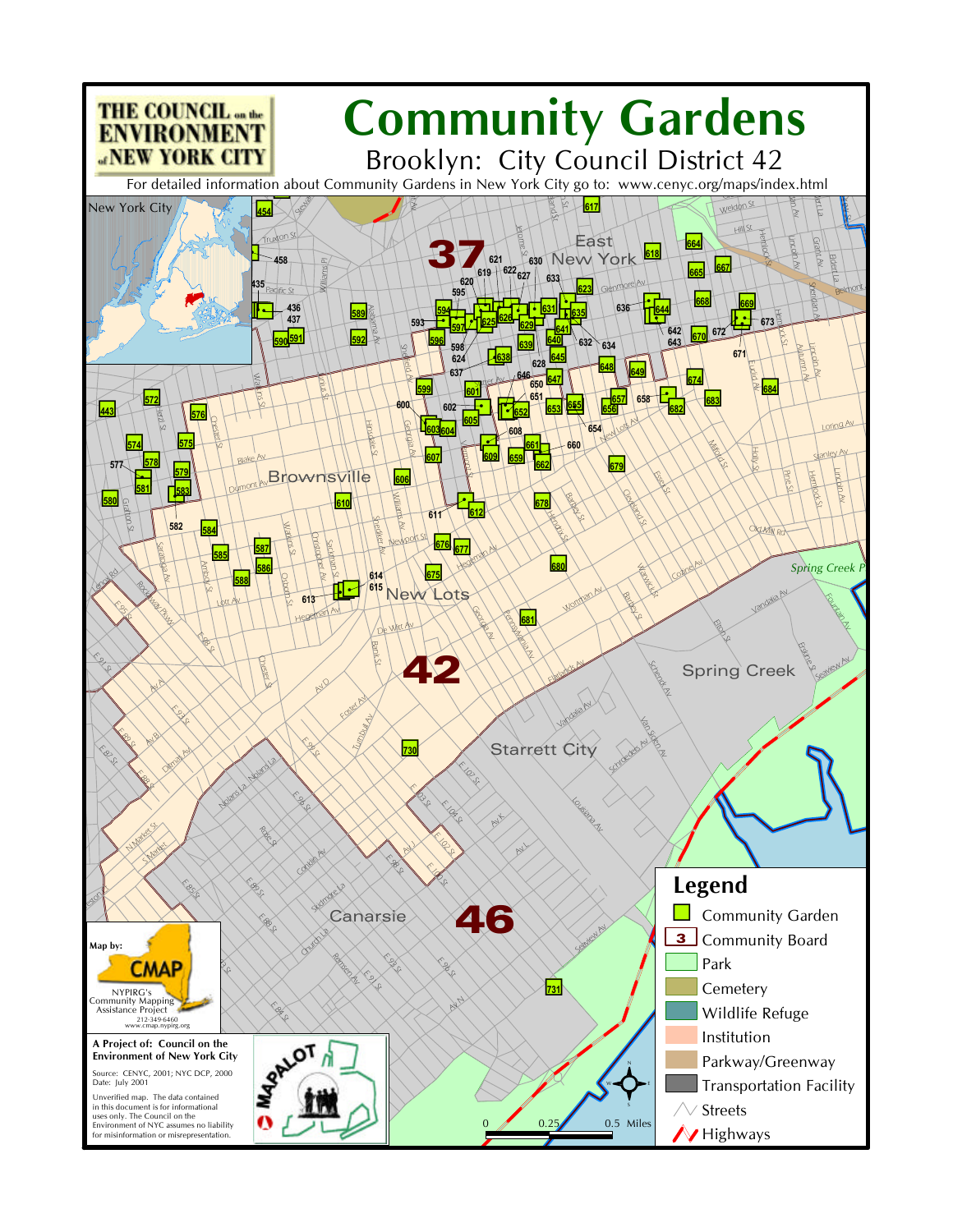# Community Gardens

## Brooklyn: City Council District 42

For detailed information about Community Gardens in New York City go to: www.cenyc.org/maps/index.html

THE COUNCIL on the ENVIRONMENT of NEW YORK CITY

**Legend**

- Community Garden
- Community Board
- Park
- Cemetery
- Wildlife Refuge
- Institution
- Parkway/Greenway
- Transportation Facility
- Streets
- Highways

0 0.25 0.5 Miles

Map by: CMAP
NYPIRG's Community Mapping Assistance Project
212-349-6460
www.cmap.nypirg.org

**A Project of: Council on the Environment of New York City**

Source: CENYC, 2001; NYC DCP, 2000
Date: July 2001

Unverified map. The data contained in this document is for informational uses only. The Council on the Environment of NYC assumes no liability for misinformation or misrepresentation.

MAPALOT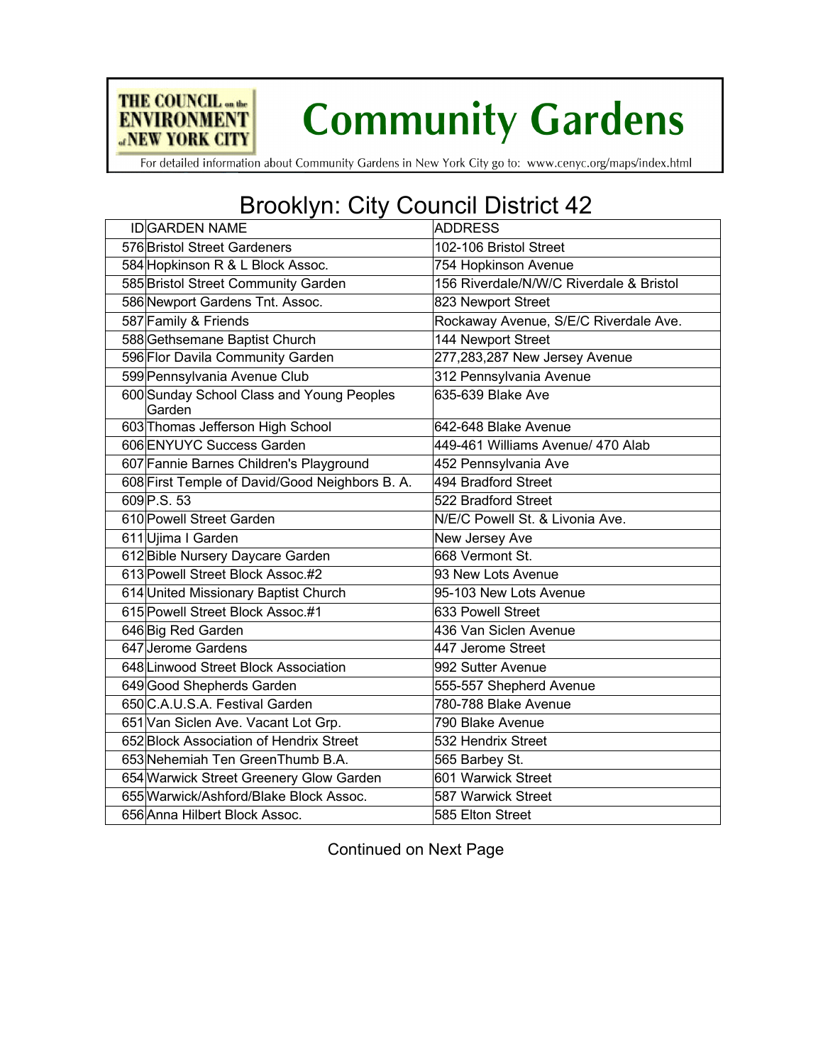# Community Gardens

THE COUNCIL on the ENVIRONMENT of NEW YORK CITY

For detailed information about Community Gardens in New York City go to: www.cenyc.org/maps/index.html

## Brooklyn: City Council District 42

| ID | GARDEN NAME | ADDRESS |
|---|---|---|
| 576 | Bristol Street Gardeners | 102-106 Bristol Street |
| 584 | Hopkinson R & L Block Assoc. | 754 Hopkinson Avenue |
| 585 | Bristol Street Community Garden | 156 Riverdale/N/W/C Riverdale & Bristol |
| 586 | Newport Gardens Tnt. Assoc. | 823 Newport Street |
| 587 | Family & Friends | Rockaway Avenue, S/E/C Riverdale Ave. |
| 588 | Gethsemane Baptist Church | 144 Newport Street |
| 596 | Flor Davila Community Garden | 277,283,287 New Jersey Avenue |
| 599 | Pennsylvania Avenue Club | 312 Pennsylvania Avenue |
| 600 | Sunday School Class and Young Peoples Garden | 635-639 Blake Ave |
| 603 | Thomas Jefferson High School | 642-648 Blake Avenue |
| 606 | ENYUYC Success Garden | 449-461 Williams Avenue/ 470 Alab |
| 607 | Fannie Barnes Children's Playground | 452 Pennsylvania Ave |
| 608 | First Temple of David/Good Neighbors B. A. | 494 Bradford Street |
| 609 | P.S. 53 | 522 Bradford Street |
| 610 | Powell Street Garden | N/E/C Powell St. & Livonia Ave. |
| 611 | Ujima I Garden | New Jersey Ave |
| 612 | Bible Nursery Daycare Garden | 668 Vermont St. |
| 613 | Powell Street Block Assoc.#2 | 93 New Lots Avenue |
| 614 | United Missionary Baptist Church | 95-103 New Lots Avenue |
| 615 | Powell Street Block Assoc.#1 | 633 Powell Street |
| 646 | Big Red Garden | 436 Van Siclen Avenue |
| 647 | Jerome Gardens | 447 Jerome Street |
| 648 | Linwood Street Block Association | 992 Sutter Avenue |
| 649 | Good Shepherds Garden | 555-557 Shepherd Avenue |
| 650 | C.A.U.S.A. Festival Garden | 780-788 Blake Avenue |
| 651 | Van Siclen Ave. Vacant Lot Grp. | 790 Blake Avenue |
| 652 | Block Association of Hendrix Street | 532 Hendrix Street |
| 653 | Nehemiah Ten GreenThumb B.A. | 565 Barbey St. |
| 654 | Warwick Street Greenery Glow Garden | 601 Warwick Street |
| 655 | Warwick/Ashford/Blake Block Assoc. | 587 Warwick Street |
| 656 | Anna Hilbert Block Assoc. | 585 Elton Street |

Continued on Next Page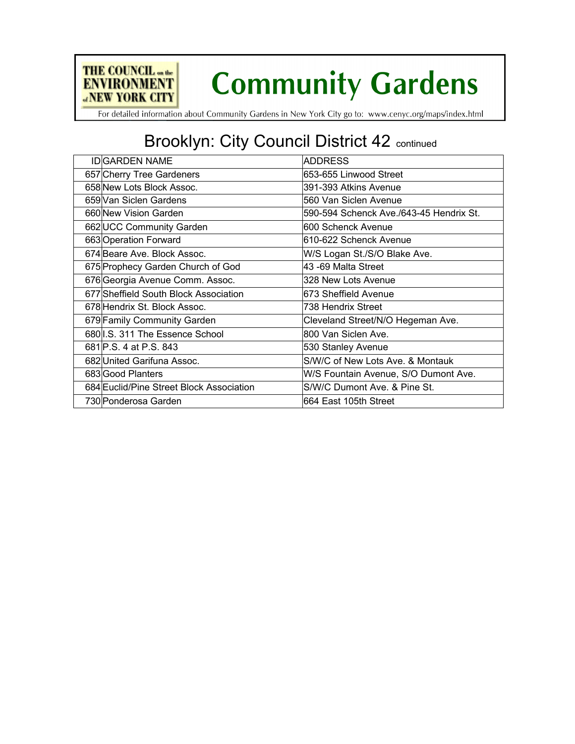THE COUNCIL on the ENVIRONMENT of NEW YORK CITY

# Community Gardens

For detailed information about Community Gardens in New York City go to: www.cenyc.org/maps/index.html

## Brooklyn: City Council District 42 continued

| ID | GARDEN NAME | ADDRESS |
|---|---|---|
| 657 | Cherry Tree Gardeners | 653-655 Linwood Street |
| 658 | New Lots Block Assoc. | 391-393 Atkins Avenue |
| 659 | Van Siclen Gardens | 560 Van Siclen Avenue |
| 660 | New Vision Garden | 590-594 Schenck Ave./643-45 Hendrix St. |
| 662 | UCC Community Garden | 600 Schenck Avenue |
| 663 | Operation Forward | 610-622 Schenck Avenue |
| 674 | Beare Ave. Block Assoc. | W/S Logan St./S/O Blake Ave. |
| 675 | Prophecy Garden Church of God | 43 -69 Malta Street |
| 676 | Georgia Avenue Comm. Assoc. | 328 New Lots Avenue |
| 677 | Sheffield South Block Association | 673 Sheffield Avenue |
| 678 | Hendrix St. Block Assoc. | 738 Hendrix Street |
| 679 | Family Community Garden | Cleveland Street/N/O Hegeman Ave. |
| 680 | I.S. 311 The Essence School | 800 Van Siclen Ave. |
| 681 | P.S. 4 at P.S. 843 | 530 Stanley Avenue |
| 682 | United Garifuna Assoc. | S/W/C of New Lots Ave. & Montauk |
| 683 | Good Planters | W/S Fountain Avenue, S/O Dumont Ave. |
| 684 | Euclid/Pine Street Block Association | S/W/C Dumont Ave. & Pine St. |
| 730 | Ponderosa Garden | 664 East 105th Street |